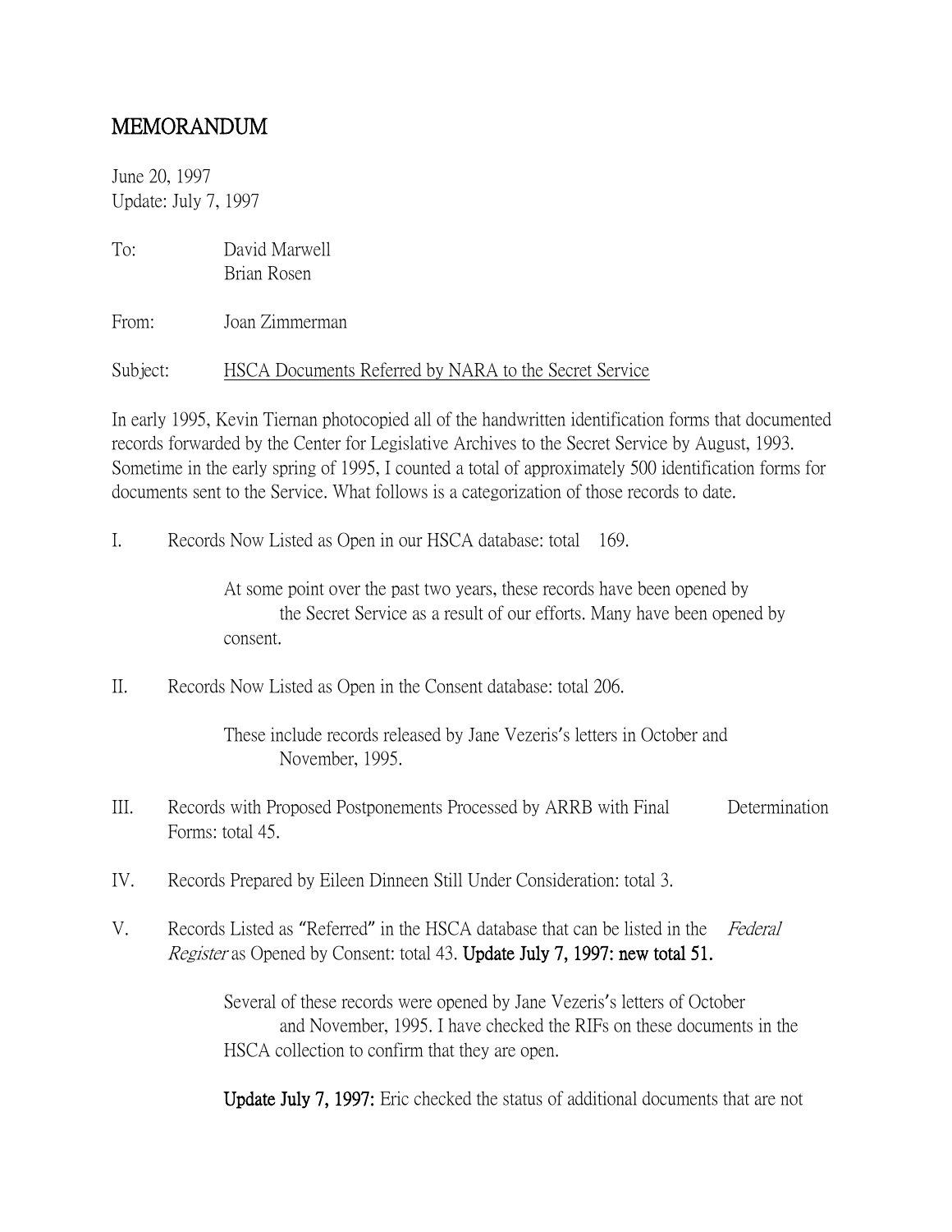# MEMORANDUM

June 20, 1997
Update: July 7, 1997

To: David Marwell
Brian Rosen

From: Joan Zimmerman

Subject: <u>HSCA Documents Referred by NARA to the Secret Service</u>

In early 1995, Kevin Tiernan photocopied all of the handwritten identification forms that documented records forwarded by the Center for Legislative Archives to the Secret Service by August, 1993. Sometime in the early spring of 1995, I counted a total of approximately 500 identification forms for documents sent to the Service. What follows is a categorization of those records to date.

I. Records Now Listed as Open in our HSCA database: total 169.

> At some point over the past two years, these records have been opened by the Secret Service as a result of our efforts. Many have been opened by consent.

II. Records Now Listed as Open in the Consent database: total 206.

> These include records released by Jane Vezeris's letters in October and November, 1995.

III. Records with Proposed Postponements Processed by ARRB with Final Determination Forms: total 45.

IV. Records Prepared by Eileen Dinneen Still Under Consideration: total 3.

V. Records Listed as "Referred" in the HSCA database that can be listed in the *Federal Register* as Opened by Consent: total 43. **Update July 7, 1997: new total 51.**

> Several of these records were opened by Jane Vezeris's letters of October and November, 1995. I have checked the RIFs on these documents in the HSCA collection to confirm that they are open.
>
> **Update July 7, 1997:** Eric checked the status of additional documents that are not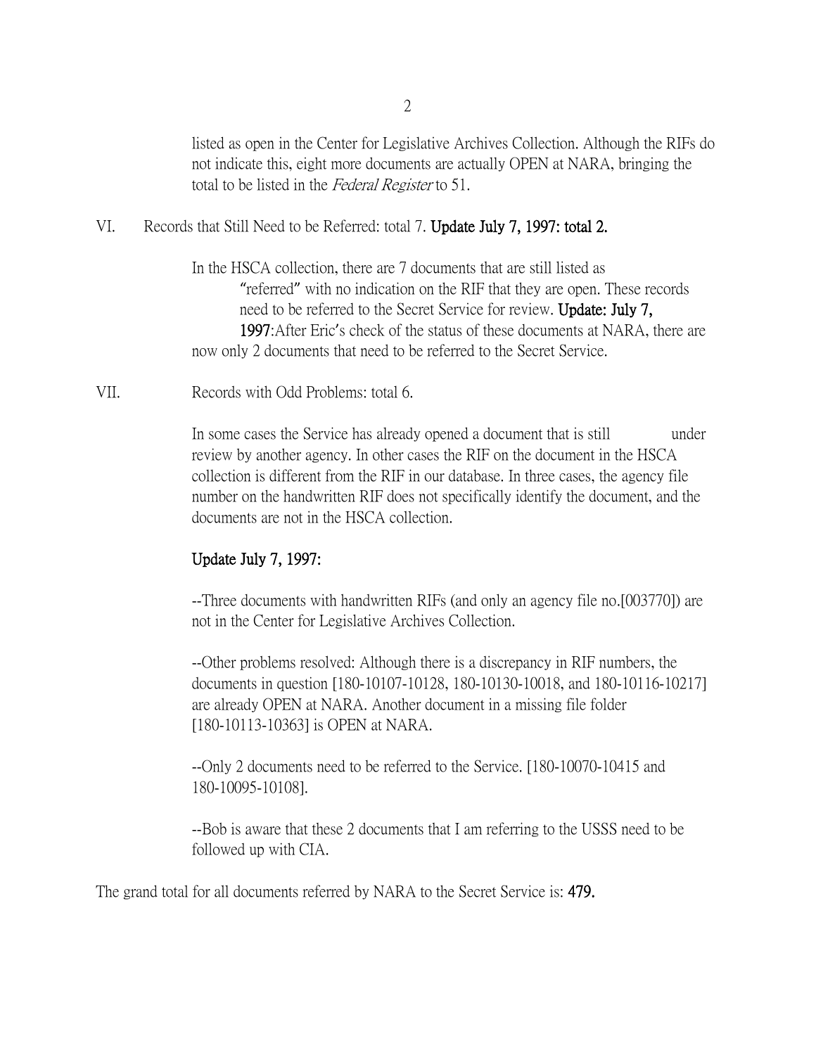listed as open in the Center for Legislative Archives Collection. Although the RIFs do not indicate this, eight more documents are actually OPEN at NARA, bringing the total to be listed in the *Federal Register* to 51.

VI. Records that Still Need to be Referred: total 7. **Update July 7, 1997: total 2.**

In the HSCA collection, there are 7 documents that are still listed as "referred" with no indication on the RIF that they are open. These records need to be referred to the Secret Service for review. **Update: July 7, 1997**: After Eric's check of the status of these documents at NARA, there are now only 2 documents that need to be referred to the Secret Service.

VII. Records with Odd Problems: total 6.

In some cases the Service has already opened a document that is still under review by another agency. In other cases the RIF on the document in the HSCA collection is different from the RIF in our database. In three cases, the agency file number on the handwritten RIF does not specifically identify the document, and the documents are not in the HSCA collection.

**Update July 7, 1997:**

--Three documents with handwritten RIFs (and only an agency file no.[003770]) are not in the Center for Legislative Archives Collection.

--Other problems resolved: Although there is a discrepancy in RIF numbers, the documents in question [180-10107-10128, 180-10130-10018, and 180-10116-10217] are already OPEN at NARA. Another document in a missing file folder [180-10113-10363] is OPEN at NARA.

--Only 2 documents need to be referred to the Service. [180-10070-10415 and 180-10095-10108].

--Bob is aware that these 2 documents that I am referring to the USSS need to be followed up with CIA.

The grand total for all documents referred by NARA to the Secret Service is: **479.**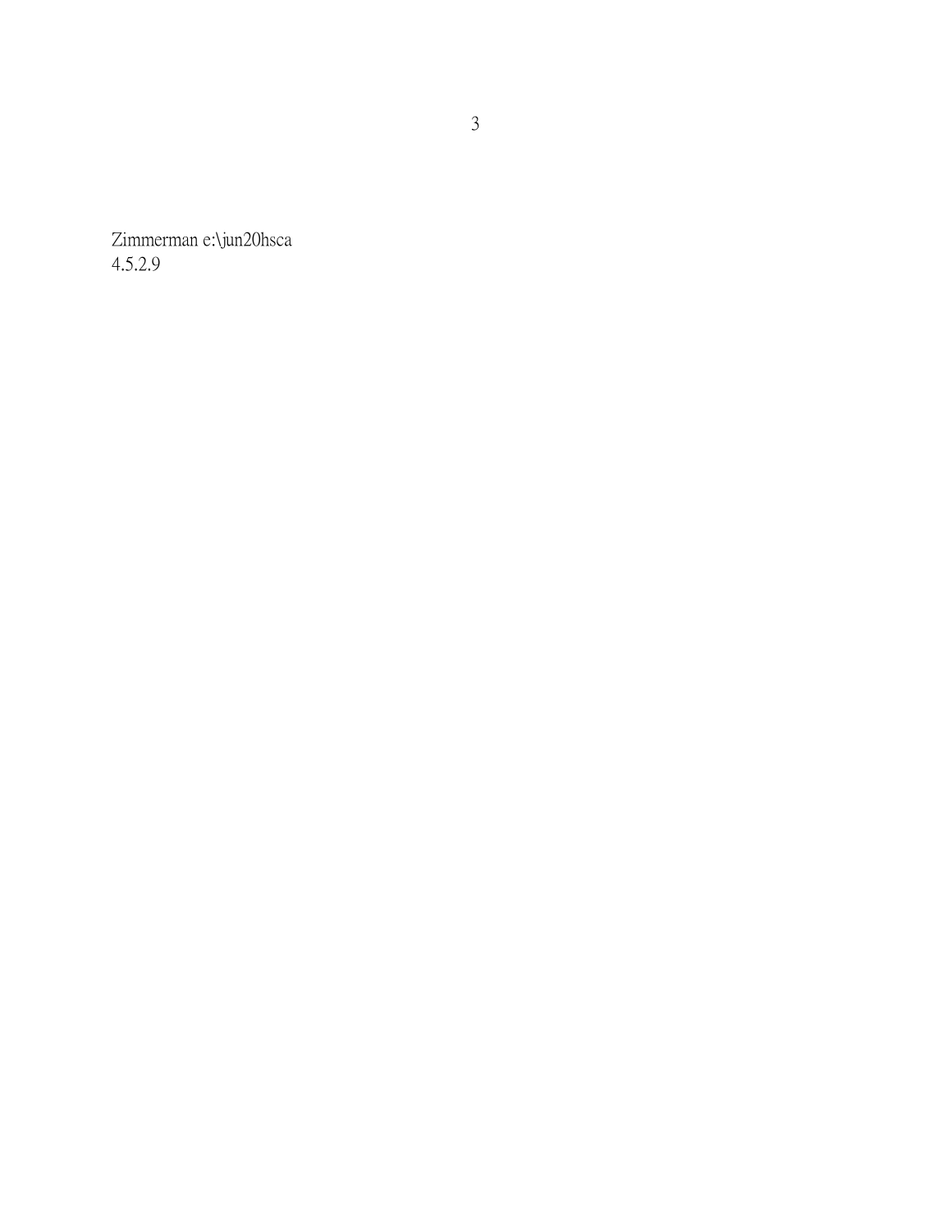Zimmerman e:\jun20hsca
4.5.2.9